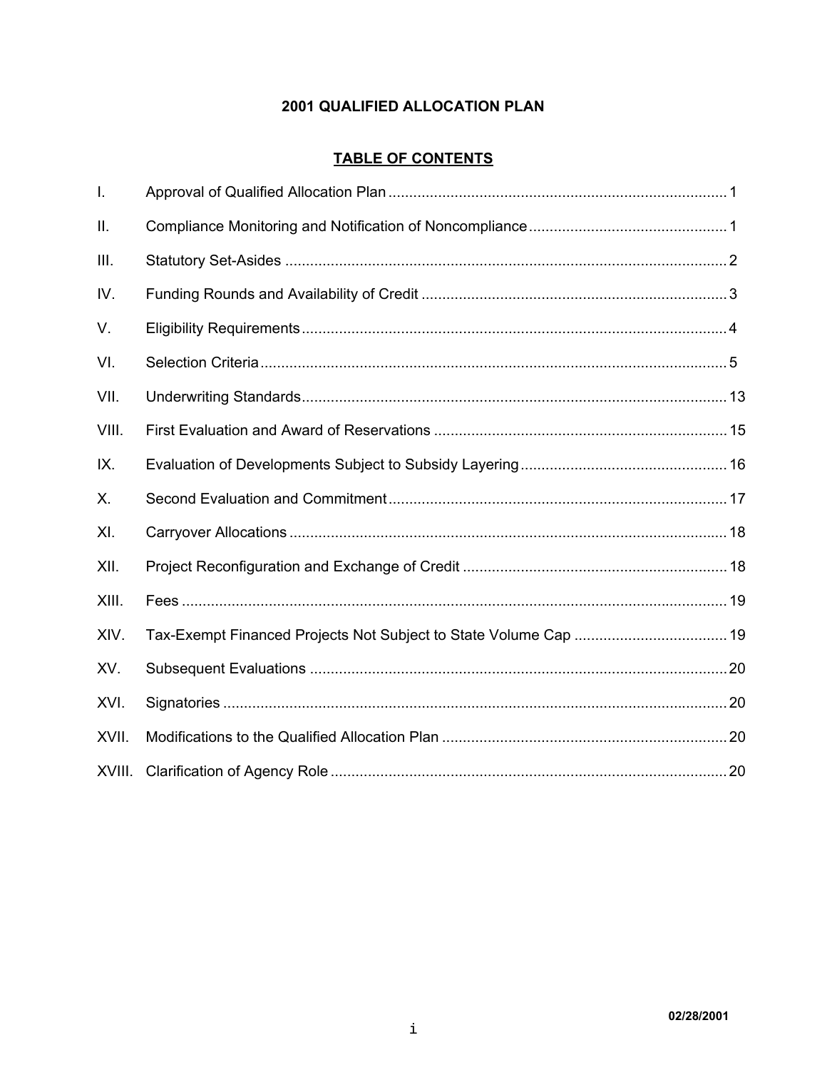# 2001 QUALIFIED ALLOCATION PLAN

## TABLE OF CONTENTS

| | | |
|---|---|---|
| I. | Approval of Qualified Allocation Plan | 1 |
| II. | Compliance Monitoring and Notification of Noncompliance | 1 |
| III. | Statutory Set-Asides | 2 |
| IV. | Funding Rounds and Availability of Credit | 3 |
| V. | Eligibility Requirements | 4 |
| VI. | Selection Criteria | 5 |
| VII. | Underwriting Standards | 13 |
| VIII. | First Evaluation and Award of Reservations | 15 |
| IX. | Evaluation of Developments Subject to Subsidy Layering | 16 |
| X. | Second Evaluation and Commitment | 17 |
| XI. | Carryover Allocations | 18 |
| XII. | Project Reconfiguration and Exchange of Credit | 18 |
| XIII. | Fees | 19 |
| XIV. | Tax-Exempt Financed Projects Not Subject to State Volume Cap | 19 |
| XV. | Subsequent Evaluations | 20 |
| XVI. | Signatories | 20 |
| XVII. | Modifications to the Qualified Allocation Plan | 20 |
| XVIII. | Clarification of Agency Role | 20 |

02/28/2001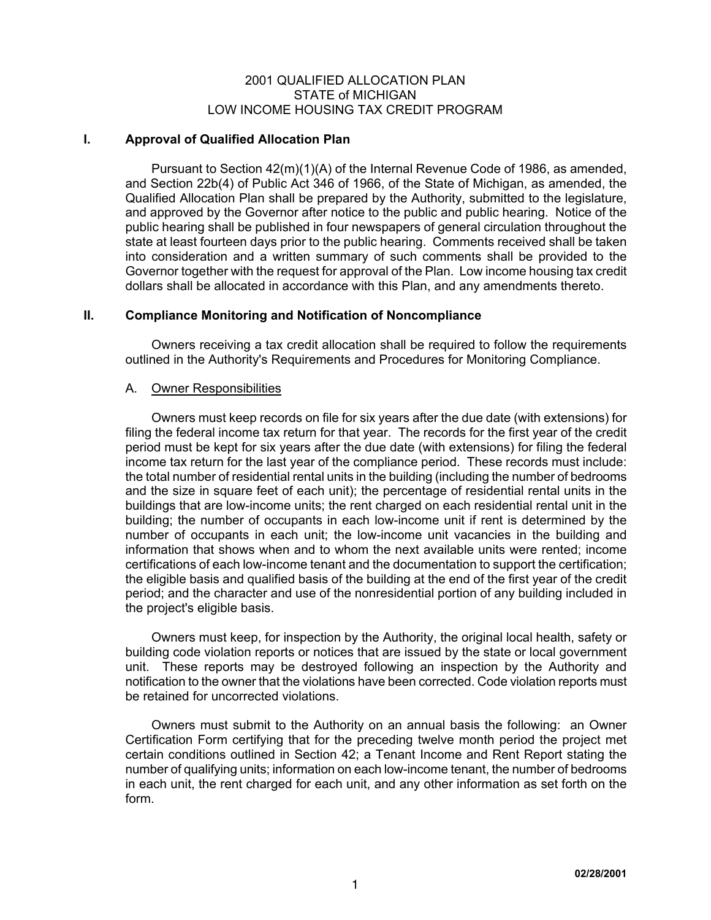# 2001 QUALIFIED ALLOCATION PLAN
# STATE of MICHIGAN
# LOW INCOME HOUSING TAX CREDIT PROGRAM

## I. Approval of Qualified Allocation Plan

Pursuant to Section 42(m)(1)(A) of the Internal Revenue Code of 1986, as amended, and Section 22b(4) of Public Act 346 of 1966, of the State of Michigan, as amended, the Qualified Allocation Plan shall be prepared by the Authority, submitted to the legislature, and approved by the Governor after notice to the public and public hearing. Notice of the public hearing shall be published in four newspapers of general circulation throughout the state at least fourteen days prior to the public hearing. Comments received shall be taken into consideration and a written summary of such comments shall be provided to the Governor together with the request for approval of the Plan. Low income housing tax credit dollars shall be allocated in accordance with this Plan, and any amendments thereto.

## II. Compliance Monitoring and Notification of Noncompliance

Owners receiving a tax credit allocation shall be required to follow the requirements outlined in the Authority's Requirements and Procedures for Monitoring Compliance.

### A. Owner Responsibilities

Owners must keep records on file for six years after the due date (with extensions) for filing the federal income tax return for that year. The records for the first year of the credit period must be kept for six years after the due date (with extensions) for filing the federal income tax return for the last year of the compliance period. These records must include: the total number of residential rental units in the building (including the number of bedrooms and the size in square feet of each unit); the percentage of residential rental units in the buildings that are low-income units; the rent charged on each residential rental unit in the building; the number of occupants in each low-income unit if rent is determined by the number of occupants in each unit; the low-income unit vacancies in the building and information that shows when and to whom the next available units were rented; income certifications of each low-income tenant and the documentation to support the certification; the eligible basis and qualified basis of the building at the end of the first year of the credit period; and the character and use of the nonresidential portion of any building included in the project's eligible basis.

Owners must keep, for inspection by the Authority, the original local health, safety or building code violation reports or notices that are issued by the state or local government unit. These reports may be destroyed following an inspection by the Authority and notification to the owner that the violations have been corrected. Code violation reports must be retained for uncorrected violations.

Owners must submit to the Authority on an annual basis the following: an Owner Certification Form certifying that for the preceding twelve month period the project met certain conditions outlined in Section 42; a Tenant Income and Rent Report stating the number of qualifying units; information on each low-income tenant, the number of bedrooms in each unit, the rent charged for each unit, and any other information as set forth on the form.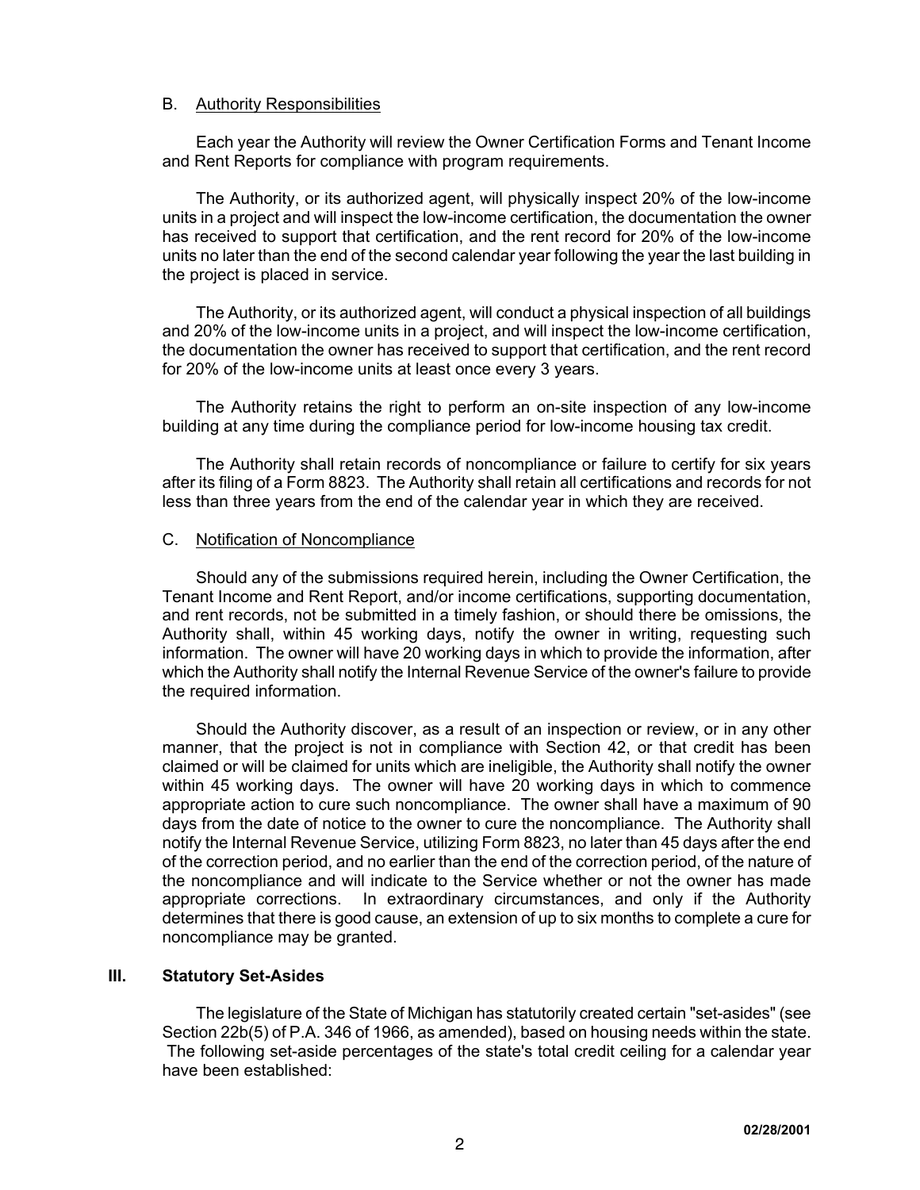### B. Authority Responsibilities

Each year the Authority will review the Owner Certification Forms and Tenant Income and Rent Reports for compliance with program requirements.

The Authority, or its authorized agent, will physically inspect 20% of the low-income units in a project and will inspect the low-income certification, the documentation the owner has received to support that certification, and the rent record for 20% of the low-income units no later than the end of the second calendar year following the year the last building in the project is placed in service.

The Authority, or its authorized agent, will conduct a physical inspection of all buildings and 20% of the low-income units in a project, and will inspect the low-income certification, the documentation the owner has received to support that certification, and the rent record for 20% of the low-income units at least once every 3 years.

The Authority retains the right to perform an on-site inspection of any low-income building at any time during the compliance period for low-income housing tax credit.

The Authority shall retain records of noncompliance or failure to certify for six years after its filing of a Form 8823. The Authority shall retain all certifications and records for not less than three years from the end of the calendar year in which they are received.

### C. Notification of Noncompliance

Should any of the submissions required herein, including the Owner Certification, the Tenant Income and Rent Report, and/or income certifications, supporting documentation, and rent records, not be submitted in a timely fashion, or should there be omissions, the Authority shall, within 45 working days, notify the owner in writing, requesting such information. The owner will have 20 working days in which to provide the information, after which the Authority shall notify the Internal Revenue Service of the owner's failure to provide the required information.

Should the Authority discover, as a result of an inspection or review, or in any other manner, that the project is not in compliance with Section 42, or that credit has been claimed or will be claimed for units which are ineligible, the Authority shall notify the owner within 45 working days. The owner will have 20 working days in which to commence appropriate action to cure such noncompliance. The owner shall have a maximum of 90 days from the date of notice to the owner to cure the noncompliance. The Authority shall notify the Internal Revenue Service, utilizing Form 8823, no later than 45 days after the end of the correction period, and no earlier than the end of the correction period, of the nature of the noncompliance and will indicate to the Service whether or not the owner has made appropriate corrections. In extraordinary circumstances, and only if the Authority determines that there is good cause, an extension of up to six months to complete a cure for noncompliance may be granted.

## III. Statutory Set-Asides

The legislature of the State of Michigan has statutorily created certain "set-asides" (see Section 22b(5) of P.A. 346 of 1966, as amended), based on housing needs within the state. The following set-aside percentages of the state's total credit ceiling for a calendar year have been established: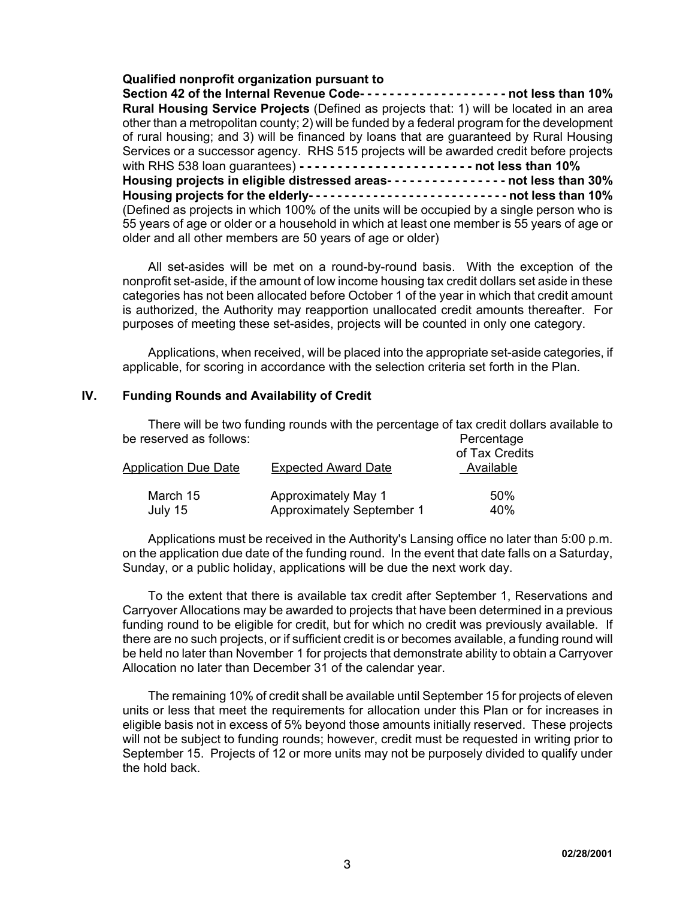**Qualified nonprofit organization pursuant to Section 42 of the Internal Revenue Code- - - - - - - - - - - - - - - - - - - - not less than 10%**

**Rural Housing Service Projects** (Defined as projects that: 1) will be located in an area other than a metropolitan county; 2) will be funded by a federal program for the development of rural housing; and 3) will be financed by loans that are guaranteed by Rural Housing Services or a successor agency. RHS 515 projects will be awarded credit before projects with RHS 538 loan guarantees) **- - - - - - - - - - - - - - - - - - - - - - - not less than 10%**

**Housing projects in eligible distressed areas- - - - - - - - - - - - - - - - not less than 30%**

**Housing projects for the elderly- - - - - - - - - - - - - - - - - - - - - - - - - - - not less than 10%** (Defined as projects in which 100% of the units will be occupied by a single person who is 55 years of age or older or a household in which at least one member is 55 years of age or older and all other members are 50 years of age or older)

All set-asides will be met on a round-by-round basis. With the exception of the nonprofit set-aside, if the amount of low income housing tax credit dollars set aside in these categories has not been allocated before October 1 of the year in which that credit amount is authorized, the Authority may reapportion unallocated credit amounts thereafter. For purposes of meeting these set-asides, projects will be counted in only one category.

Applications, when received, will be placed into the appropriate set-aside categories, if applicable, for scoring in accordance with the selection criteria set forth in the Plan.

## IV. Funding Rounds and Availability of Credit

There will be two funding rounds with the percentage of tax credit dollars available to be reserved as follows:

| Application Due Date | Expected Award Date | Percentage of Tax Credits Available |
|---|---|---|
| March 15 | Approximately May 1 | 50% |
| July 15 | Approximately September 1 | 40% |

Applications must be received in the Authority's Lansing office no later than 5:00 p.m. on the application due date of the funding round. In the event that date falls on a Saturday, Sunday, or a public holiday, applications will be due the next work day.

To the extent that there is available tax credit after September 1, Reservations and Carryover Allocations may be awarded to projects that have been determined in a previous funding round to be eligible for credit, but for which no credit was previously available. If there are no such projects, or if sufficient credit is or becomes available, a funding round will be held no later than November 1 for projects that demonstrate ability to obtain a Carryover Allocation no later than December 31 of the calendar year.

The remaining 10% of credit shall be available until September 15 for projects of eleven units or less that meet the requirements for allocation under this Plan or for increases in eligible basis not in excess of 5% beyond those amounts initially reserved. These projects will not be subject to funding rounds; however, credit must be requested in writing prior to September 15. Projects of 12 or more units may not be purposely divided to qualify under the hold back.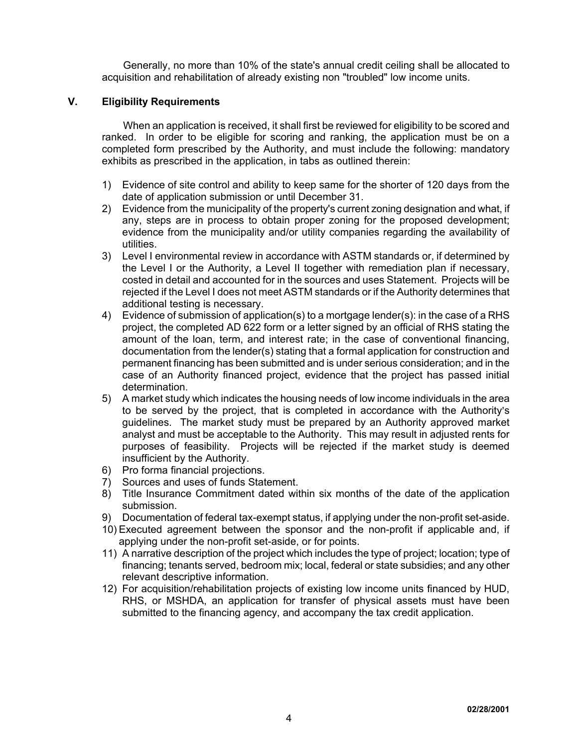Generally, no more than 10% of the state's annual credit ceiling shall be allocated to acquisition and rehabilitation of already existing non "troubled" low income units.

## V. Eligibility Requirements

When an application is received, it shall first be reviewed for eligibility to be scored and ranked. In order to be eligible for scoring and ranking, the application must be on a completed form prescribed by the Authority, and must include the following: mandatory exhibits as prescribed in the application, in tabs as outlined therein:

1) Evidence of site control and ability to keep same for the shorter of 120 days from the date of application submission or until December 31.
2) Evidence from the municipality of the property's current zoning designation and what, if any, steps are in process to obtain proper zoning for the proposed development; evidence from the municipality and/or utility companies regarding the availability of utilities.
3) Level I environmental review in accordance with ASTM standards or, if determined by the Level I or the Authority, a Level II together with remediation plan if necessary, costed in detail and accounted for in the sources and uses Statement. Projects will be rejected if the Level I does not meet ASTM standards or if the Authority determines that additional testing is necessary.
4) Evidence of submission of application(s) to a mortgage lender(s): in the case of a RHS project, the completed AD 622 form or a letter signed by an official of RHS stating the amount of the loan, term, and interest rate; in the case of conventional financing, documentation from the lender(s) stating that a formal application for construction and permanent financing has been submitted and is under serious consideration; and in the case of an Authority financed project, evidence that the project has passed initial determination.
5) A market study which indicates the housing needs of low income individuals in the area to be served by the project, that is completed in accordance with the Authority's guidelines. The market study must be prepared by an Authority approved market analyst and must be acceptable to the Authority. This may result in adjusted rents for purposes of feasibility. Projects will be rejected if the market study is deemed insufficient by the Authority.
6) Pro forma financial projections.
7) Sources and uses of funds Statement.
8) Title Insurance Commitment dated within six months of the date of the application submission.
9) Documentation of federal tax-exempt status, if applying under the non-profit set-aside.
10) Executed agreement between the sponsor and the non-profit if applicable and, if applying under the non-profit set-aside, or for points.
11) A narrative description of the project which includes the type of project; location; type of financing; tenants served, bedroom mix; local, federal or state subsidies; and any other relevant descriptive information.
12) For acquisition/rehabilitation projects of existing low income units financed by HUD, RHS, or MSHDA, an application for transfer of physical assets must have been submitted to the financing agency, and accompany the tax credit application.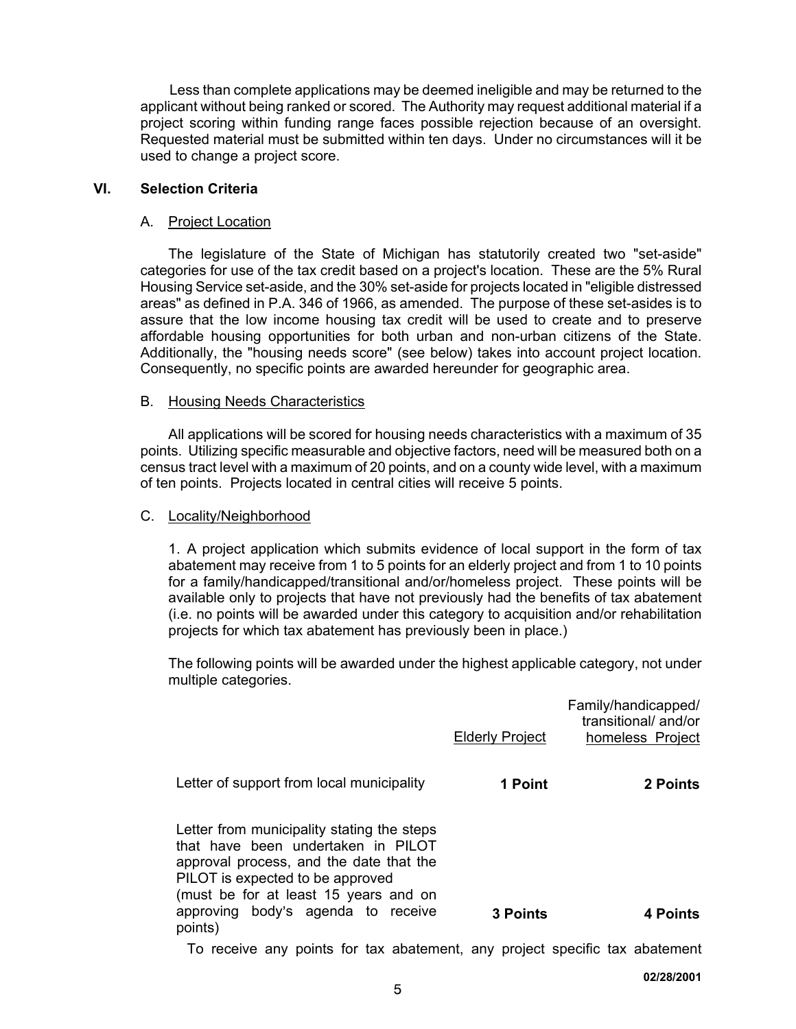Less than complete applications may be deemed ineligible and may be returned to the applicant without being ranked or scored. The Authority may request additional material if a project scoring within funding range faces possible rejection because of an oversight. Requested material must be submitted within ten days. Under no circumstances will it be used to change a project score.

## VI. Selection Criteria

### A. Project Location

The legislature of the State of Michigan has statutorily created two "set-aside" categories for use of the tax credit based on a project's location. These are the 5% Rural Housing Service set-aside, and the 30% set-aside for projects located in "eligible distressed areas" as defined in P.A. 346 of 1966, as amended. The purpose of these set-asides is to assure that the low income housing tax credit will be used to create and to preserve affordable housing opportunities for both urban and non-urban citizens of the State. Additionally, the "housing needs score" (see below) takes into account project location. Consequently, no specific points are awarded hereunder for geographic area.

### B. Housing Needs Characteristics

All applications will be scored for housing needs characteristics with a maximum of 35 points. Utilizing specific measurable and objective factors, need will be measured both on a census tract level with a maximum of 20 points, and on a county wide level, with a maximum of ten points. Projects located in central cities will receive 5 points.

### C. Locality/Neighborhood

1. A project application which submits evidence of local support in the form of tax abatement may receive from 1 to 5 points for an elderly project and from 1 to 10 points for a family/handicapped/transitional and/or/homeless project. These points will be available only to projects that have not previously had the benefits of tax abatement (i.e. no points will be awarded under this category to acquisition and/or rehabilitation projects for which tax abatement has previously been in place.)

The following points will be awarded under the highest applicable category, not under multiple categories.

| | Elderly Project | Family/handicapped/ transitional/ and/or homeless Project |
|---|---|---|
| Letter of support from local municipality | **1 Point** | **2 Points** |
| Letter from municipality stating the steps that have been undertaken in PILOT approval process, and the date that the PILOT is expected to be approved (must be for at least 15 years and on approving body's agenda to receive points) | **3 Points** | **4 Points** |

To receive any points for tax abatement, any project specific tax abatement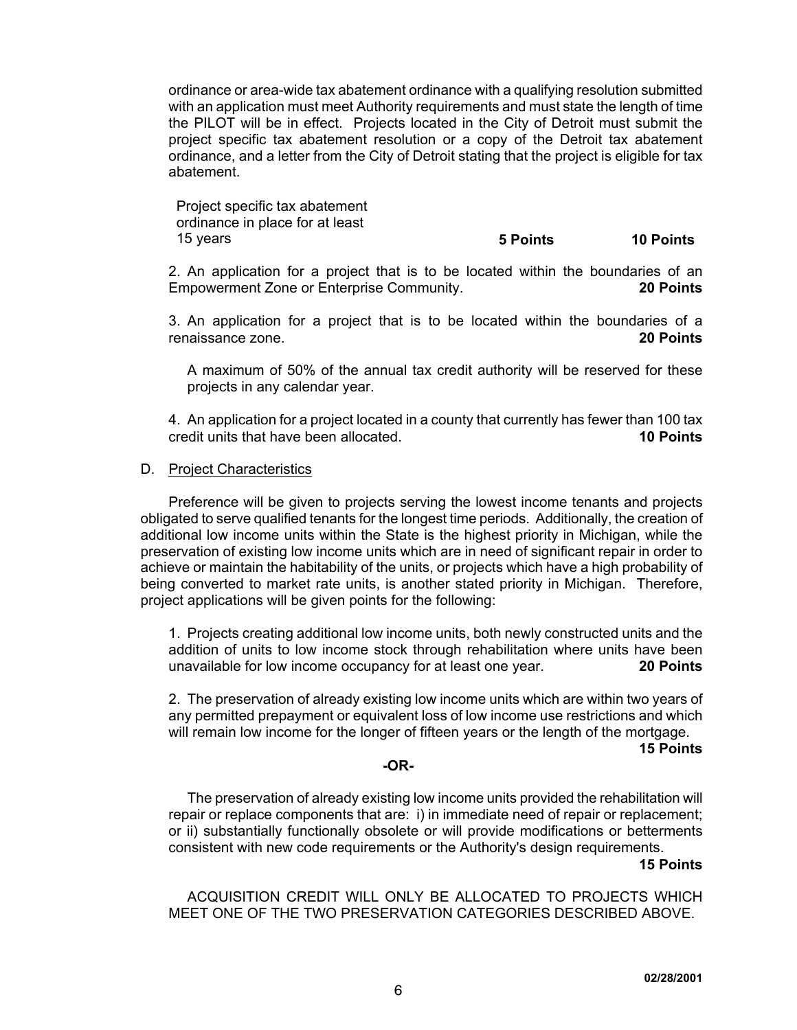ordinance or area-wide tax abatement ordinance with a qualifying resolution submitted with an application must meet Authority requirements and must state the length of time the PILOT will be in effect. Projects located in the City of Detroit must submit the project specific tax abatement resolution or a copy of the Detroit tax abatement ordinance, and a letter from the City of Detroit stating that the project is eligible for tax abatement.

| | | |
|---|---|---|
| Project specific tax abatement ordinance in place for at least 15 years | **5 Points** | **10 Points** |

2. An application for a project that is to be located within the boundaries of an Empowerment Zone or Enterprise Community. **20 Points**

3. An application for a project that is to be located within the boundaries of a renaissance zone. **20 Points**

A maximum of 50% of the annual tax credit authority will be reserved for these projects in any calendar year.

4. An application for a project located in a county that currently has fewer than 100 tax credit units that have been allocated. **10 Points**

D. Project Characteristics

Preference will be given to projects serving the lowest income tenants and projects obligated to serve qualified tenants for the longest time periods. Additionally, the creation of additional low income units within the State is the highest priority in Michigan, while the preservation of existing low income units which are in need of significant repair in order to achieve or maintain the habitability of the units, or projects which have a high probability of being converted to market rate units, is another stated priority in Michigan. Therefore, project applications will be given points for the following:

1. Projects creating additional low income units, both newly constructed units and the addition of units to low income stock through rehabilitation where units have been unavailable for low income occupancy for at least one year. **20 Points**

2. The preservation of already existing low income units which are within two years of any permitted prepayment or equivalent loss of low income use restrictions and which will remain low income for the longer of fifteen years or the length of the mortgage. **15 Points**

**-OR-**

The preservation of already existing low income units provided the rehabilitation will repair or replace components that are: i) in immediate need of repair or replacement; or ii) substantially functionally obsolete or will provide modifications or betterments consistent with new code requirements or the Authority's design requirements. **15 Points**

ACQUISITION CREDIT WILL ONLY BE ALLOCATED TO PROJECTS WHICH MEET ONE OF THE TWO PRESERVATION CATEGORIES DESCRIBED ABOVE.

02/28/2001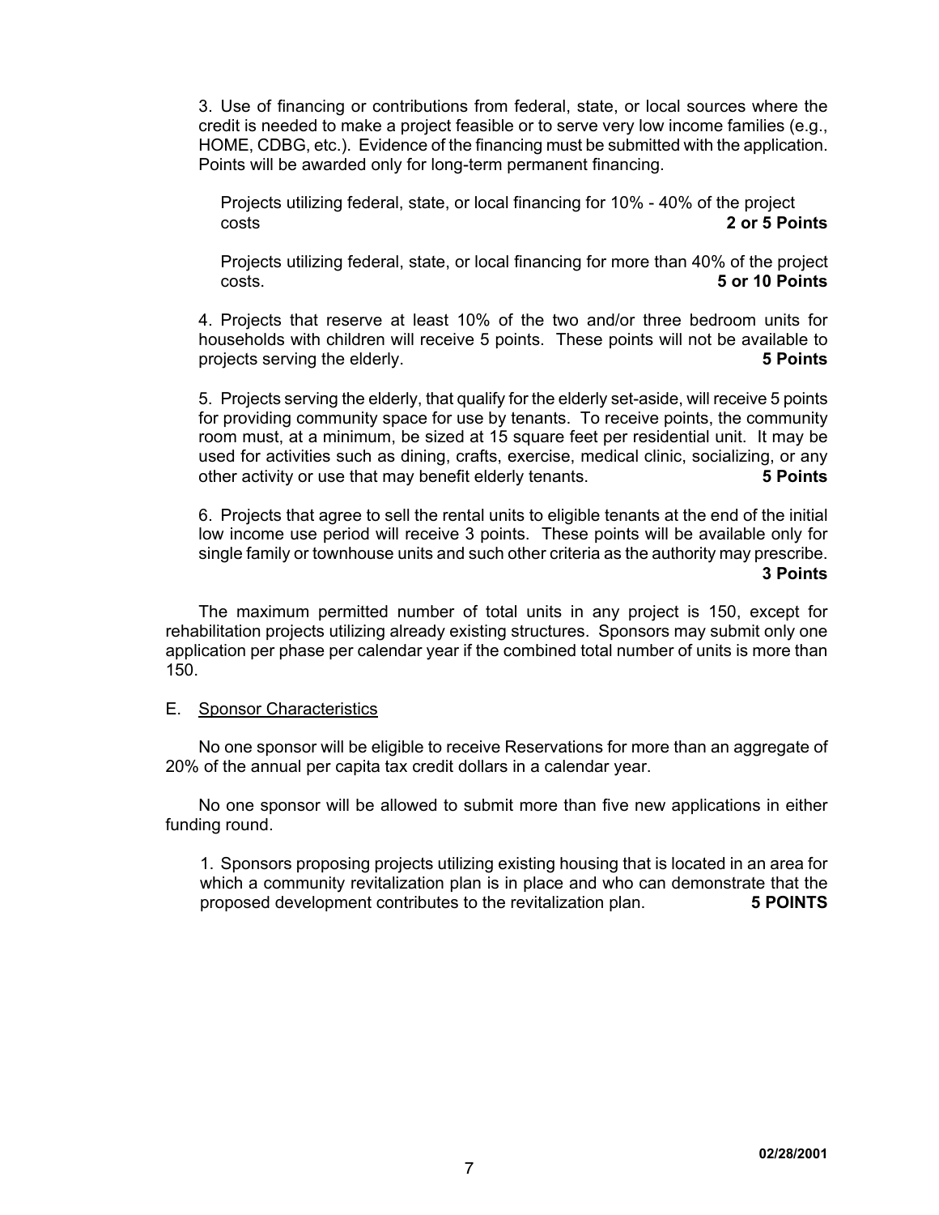3. Use of financing or contributions from federal, state, or local sources where the credit is needed to make a project feasible or to serve very low income families (e.g., HOME, CDBG, etc.). Evidence of the financing must be submitted with the application. Points will be awarded only for long-term permanent financing.

Projects utilizing federal, state, or local financing for 10% - 40% of the project costs **2 or 5 Points**

Projects utilizing federal, state, or local financing for more than 40% of the project costs. **5 or 10 Points**

4. Projects that reserve at least 10% of the two and/or three bedroom units for households with children will receive 5 points. These points will not be available to projects serving the elderly. **5 Points**

5. Projects serving the elderly, that qualify for the elderly set-aside, will receive 5 points for providing community space for use by tenants. To receive points, the community room must, at a minimum, be sized at 15 square feet per residential unit. It may be used for activities such as dining, crafts, exercise, medical clinic, socializing, or any other activity or use that may benefit elderly tenants. **5 Points**

6. Projects that agree to sell the rental units to eligible tenants at the end of the initial low income use period will receive 3 points. These points will be available only for single family or townhouse units and such other criteria as the authority may prescribe. **3 Points**

The maximum permitted number of total units in any project is 150, except for rehabilitation projects utilizing already existing structures. Sponsors may submit only one application per phase per calendar year if the combined total number of units is more than 150.

E. Sponsor Characteristics

No one sponsor will be eligible to receive Reservations for more than an aggregate of 20% of the annual per capita tax credit dollars in a calendar year.

No one sponsor will be allowed to submit more than five new applications in either funding round.

1. Sponsors proposing projects utilizing existing housing that is located in an area for which a community revitalization plan is in place and who can demonstrate that the proposed development contributes to the revitalization plan. **5 POINTS**

02/28/2001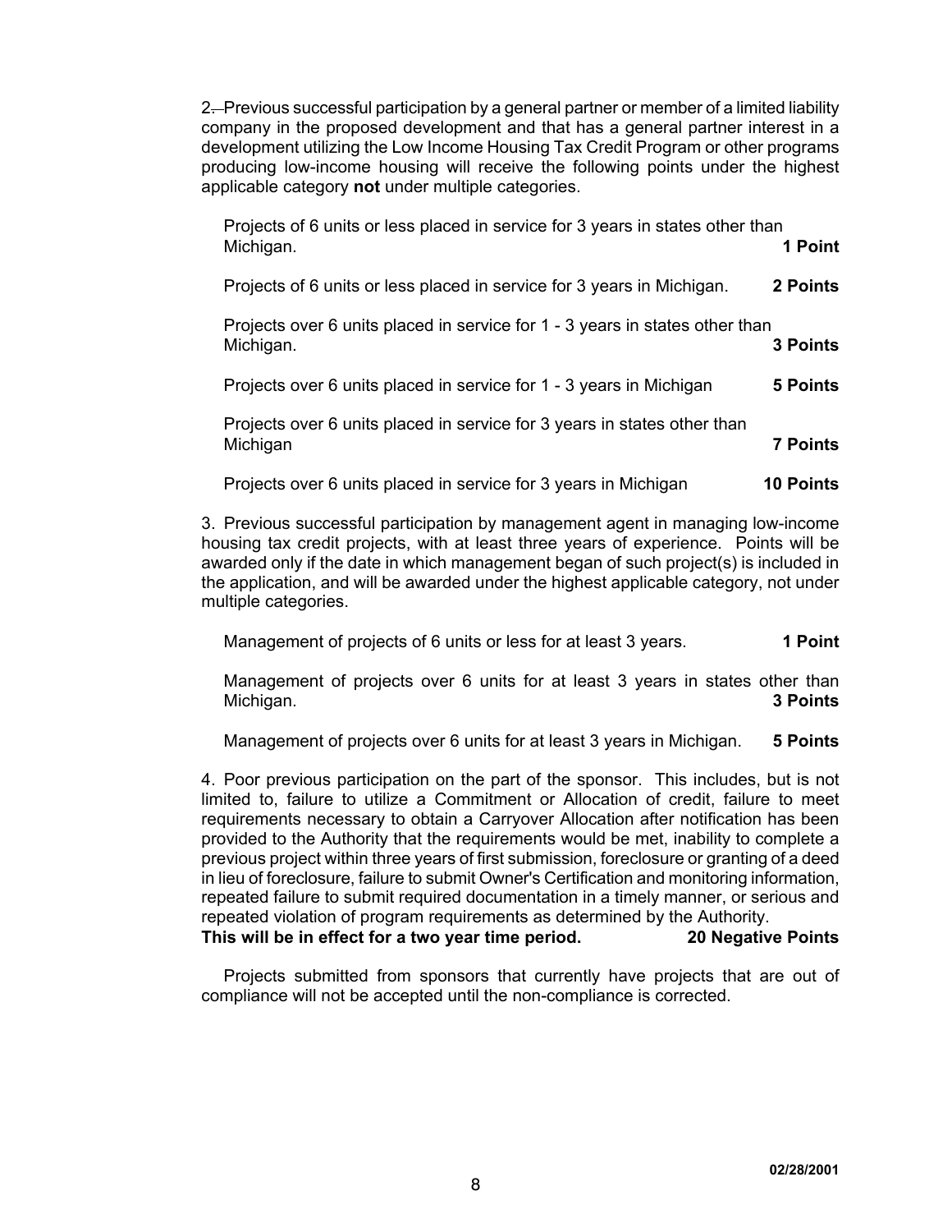2. Previous successful participation by a general partner or member of a limited liability company in the proposed development and that has a general partner interest in a development utilizing the Low Income Housing Tax Credit Program or other programs producing low-income housing will receive the following points under the highest applicable category **not** under multiple categories.

Projects of 6 units or less placed in service for 3 years in states other than Michigan. **1 Point**

Projects of 6 units or less placed in service for 3 years in Michigan. **2 Points**

Projects over 6 units placed in service for 1 - 3 years in states other than Michigan. **3 Points**

Projects over 6 units placed in service for 1 - 3 years in Michigan **5 Points**

Projects over 6 units placed in service for 3 years in states other than Michigan **7 Points**

Projects over 6 units placed in service for 3 years in Michigan **10 Points**

3. Previous successful participation by management agent in managing low-income housing tax credit projects, with at least three years of experience. Points will be awarded only if the date in which management began of such project(s) is included in the application, and will be awarded under the highest applicable category, not under multiple categories.

Management of projects of 6 units or less for at least 3 years. **1 Point**

Management of projects over 6 units for at least 3 years in states other than Michigan. **3 Points**

Management of projects over 6 units for at least 3 years in Michigan. **5 Points**

4. Poor previous participation on the part of the sponsor. This includes, but is not limited to, failure to utilize a Commitment or Allocation of credit, failure to meet requirements necessary to obtain a Carryover Allocation after notification has been provided to the Authority that the requirements would be met, inability to complete a previous project within three years of first submission, foreclosure or granting of a deed in lieu of foreclosure, failure to submit Owner's Certification and monitoring information, repeated failure to submit required documentation in a timely manner, or serious and repeated violation of program requirements as determined by the Authority.
**This will be in effect for a two year time period. 20 Negative Points**

Projects submitted from sponsors that currently have projects that are out of compliance will not be accepted until the non-compliance is corrected.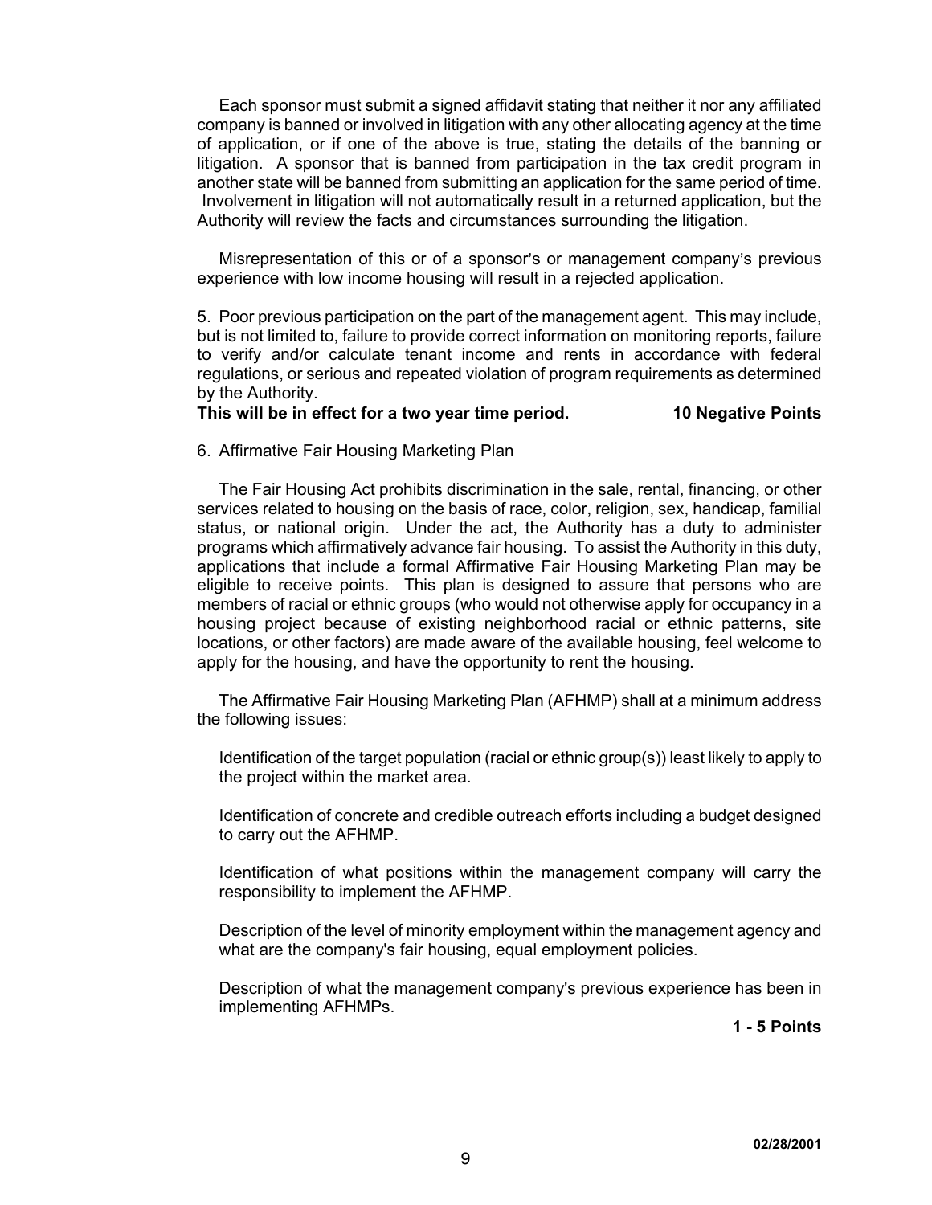Each sponsor must submit a signed affidavit stating that neither it nor any affiliated company is banned or involved in litigation with any other allocating agency at the time of application, or if one of the above is true, stating the details of the banning or litigation. A sponsor that is banned from participation in the tax credit program in another state will be banned from submitting an application for the same period of time. Involvement in litigation will not automatically result in a returned application, but the Authority will review the facts and circumstances surrounding the litigation.

Misrepresentation of this or of a sponsor's or management company's previous experience with low income housing will result in a rejected application.

5. Poor previous participation on the part of the management agent. This may include, but is not limited to, failure to provide correct information on monitoring reports, failure to verify and/or calculate tenant income and rents in accordance with federal regulations, or serious and repeated violation of program requirements as determined by the Authority.

**This will be in effect for a two year time period. 10 Negative Points**

6. Affirmative Fair Housing Marketing Plan

The Fair Housing Act prohibits discrimination in the sale, rental, financing, or other services related to housing on the basis of race, color, religion, sex, handicap, familial status, or national origin. Under the act, the Authority has a duty to administer programs which affirmatively advance fair housing. To assist the Authority in this duty, applications that include a formal Affirmative Fair Housing Marketing Plan may be eligible to receive points. This plan is designed to assure that persons who are members of racial or ethnic groups (who would not otherwise apply for occupancy in a housing project because of existing neighborhood racial or ethnic patterns, site locations, or other factors) are made aware of the available housing, feel welcome to apply for the housing, and have the opportunity to rent the housing.

The Affirmative Fair Housing Marketing Plan (AFHMP) shall at a minimum address the following issues:

Identification of the target population (racial or ethnic group(s)) least likely to apply to the project within the market area.

Identification of concrete and credible outreach efforts including a budget designed to carry out the AFHMP.

Identification of what positions within the management company will carry the responsibility to implement the AFHMP.

Description of the level of minority employment within the management agency and what are the company's fair housing, equal employment policies.

Description of what the management company's previous experience has been in implementing AFHMPs.

**1 - 5 Points**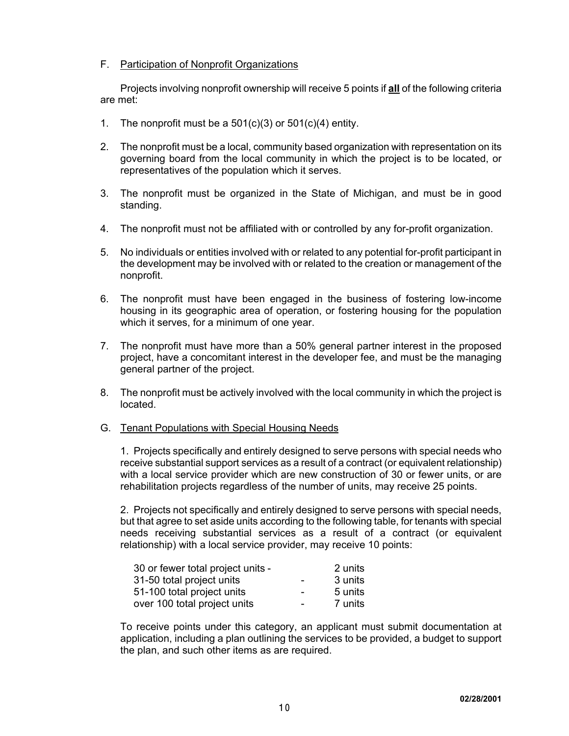F. <u>Participation of Nonprofit Organizations</u>

Projects involving nonprofit ownership will receive 5 points if **<u>all</u>** of the following criteria are met:

1. The nonprofit must be a 501(c)(3) or 501(c)(4) entity.

2. The nonprofit must be a local, community based organization with representation on its governing board from the local community in which the project is to be located, or representatives of the population which it serves.

3. The nonprofit must be organized in the State of Michigan, and must be in good standing.

4. The nonprofit must not be affiliated with or controlled by any for-profit organization.

5. No individuals or entities involved with or related to any potential for-profit participant in the development may be involved with or related to the creation or management of the nonprofit.

6. The nonprofit must have been engaged in the business of fostering low-income housing in its geographic area of operation, or fostering housing for the population which it serves, for a minimum of one year.

7. The nonprofit must have more than a 50% general partner interest in the proposed project, have a concomitant interest in the developer fee, and must be the managing general partner of the project.

8. The nonprofit must be actively involved with the local community in which the project is located.

G. <u>Tenant Populations with Special Housing Needs</u>

1. Projects specifically and entirely designed to serve persons with special needs who receive substantial support services as a result of a contract (or equivalent relationship) with a local service provider which are new construction of 30 or fewer units, or are rehabilitation projects regardless of the number of units, may receive 25 points.

2. Projects not specifically and entirely designed to serve persons with special needs, but that agree to set aside units according to the following table, for tenants with special needs receiving substantial services as a result of a contract (or equivalent relationship) with a local service provider, may receive 10 points:

| | | |
|---|---|---|
| 30 or fewer total project units | - | 2 units |
| 31-50 total project units | - | 3 units |
| 51-100 total project units | - | 5 units |
| over 100 total project units | - | 7 units |

To receive points under this category, an applicant must submit documentation at application, including a plan outlining the services to be provided, a budget to support the plan, and such other items as are required.

02/28/2001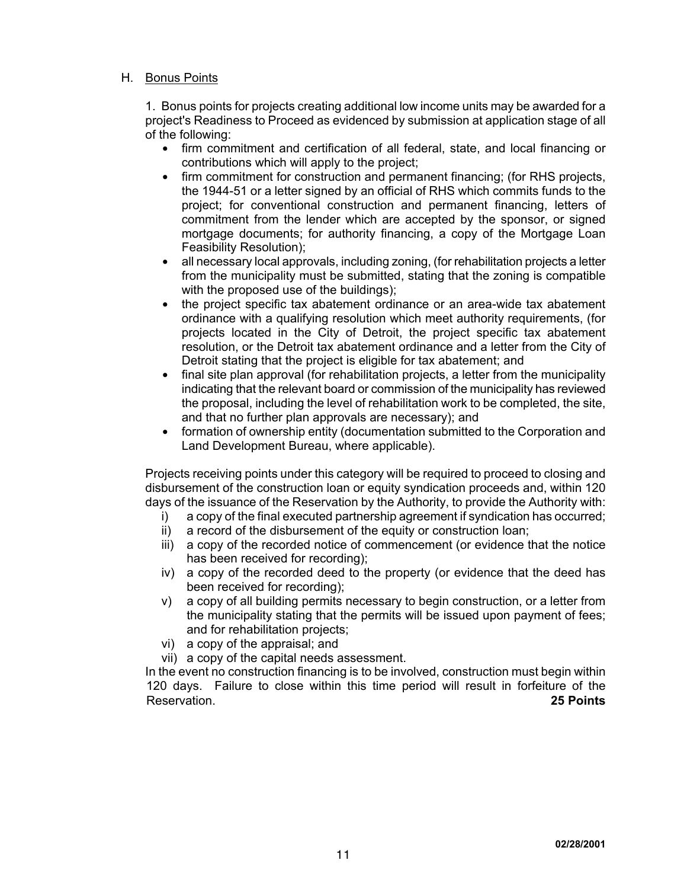H. Bonus Points

1. Bonus points for projects creating additional low income units may be awarded for a project's Readiness to Proceed as evidenced by submission at application stage of all of the following:

- firm commitment and certification of all federal, state, and local financing or contributions which will apply to the project;
- firm commitment for construction and permanent financing; (for RHS projects, the 1944-51 or a letter signed by an official of RHS which commits funds to the project; for conventional construction and permanent financing, letters of commitment from the lender which are accepted by the sponsor, or signed mortgage documents; for authority financing, a copy of the Mortgage Loan Feasibility Resolution);
- all necessary local approvals, including zoning, (for rehabilitation projects a letter from the municipality must be submitted, stating that the zoning is compatible with the proposed use of the buildings);
- the project specific tax abatement ordinance or an area-wide tax abatement ordinance with a qualifying resolution which meet authority requirements, (for projects located in the City of Detroit, the project specific tax abatement resolution, or the Detroit tax abatement ordinance and a letter from the City of Detroit stating that the project is eligible for tax abatement; and
- final site plan approval (for rehabilitation projects, a letter from the municipality indicating that the relevant board or commission of the municipality has reviewed the proposal, including the level of rehabilitation work to be completed, the site, and that no further plan approvals are necessary); and
- formation of ownership entity (documentation submitted to the Corporation and Land Development Bureau, where applicable).

Projects receiving points under this category will be required to proceed to closing and disbursement of the construction loan or equity syndication proceeds and, within 120 days of the issuance of the Reservation by the Authority, to provide the Authority with:

i) a copy of the final executed partnership agreement if syndication has occurred;
ii) a record of the disbursement of the equity or construction loan;
iii) a copy of the recorded notice of commencement (or evidence that the notice has been received for recording);
iv) a copy of the recorded deed to the property (or evidence that the deed has been received for recording);
v) a copy of all building permits necessary to begin construction, or a letter from the municipality stating that the permits will be issued upon payment of fees; and for rehabilitation projects;
vi) a copy of the appraisal; and
vii) a copy of the capital needs assessment.

In the event no construction financing is to be involved, construction must begin within 120 days. Failure to close within this time period will result in forfeiture of the Reservation. **25 Points**

02/28/2001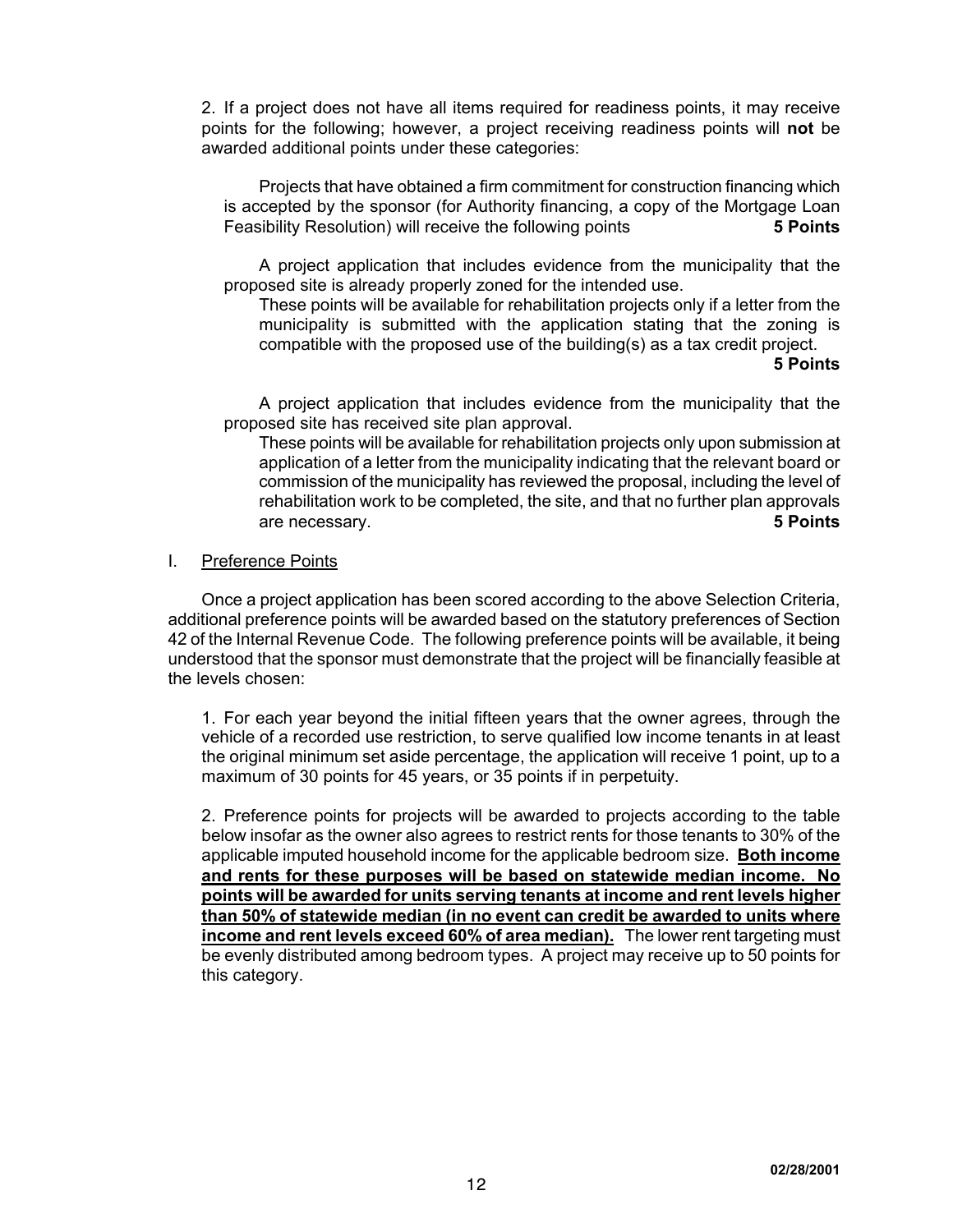2. If a project does not have all items required for readiness points, it may receive points for the following; however, a project receiving readiness points will **not** be awarded additional points under these categories:

Projects that have obtained a firm commitment for construction financing which is accepted by the sponsor (for Authority financing, a copy of the Mortgage Loan Feasibility Resolution) will receive the following points **5 Points**

A project application that includes evidence from the municipality that the proposed site is already properly zoned for the intended use.

These points will be available for rehabilitation projects only if a letter from the municipality is submitted with the application stating that the zoning is compatible with the proposed use of the building(s) as a tax credit project. **5 Points**

A project application that includes evidence from the municipality that the proposed site has received site plan approval.

These points will be available for rehabilitation projects only upon submission at application of a letter from the municipality indicating that the relevant board or commission of the municipality has reviewed the proposal, including the level of rehabilitation work to be completed, the site, and that no further plan approvals are necessary. **5 Points**

I. Preference Points

Once a project application has been scored according to the above Selection Criteria, additional preference points will be awarded based on the statutory preferences of Section 42 of the Internal Revenue Code. The following preference points will be available, it being understood that the sponsor must demonstrate that the project will be financially feasible at the levels chosen:

1. For each year beyond the initial fifteen years that the owner agrees, through the vehicle of a recorded use restriction, to serve qualified low income tenants in at least the original minimum set aside percentage, the application will receive 1 point, up to a maximum of 30 points for 45 years, or 35 points if in perpetuity.

2. Preference points for projects will be awarded to projects according to the table below insofar as the owner also agrees to restrict rents for those tenants to 30% of the applicable imputed household income for the applicable bedroom size. **Both income and rents for these purposes will be based on statewide median income. No points will be awarded for units serving tenants at income and rent levels higher than 50% of statewide median (in no event can credit be awarded to units where income and rent levels exceed 60% of area median).** The lower rent targeting must be evenly distributed among bedroom types. A project may receive up to 50 points for this category.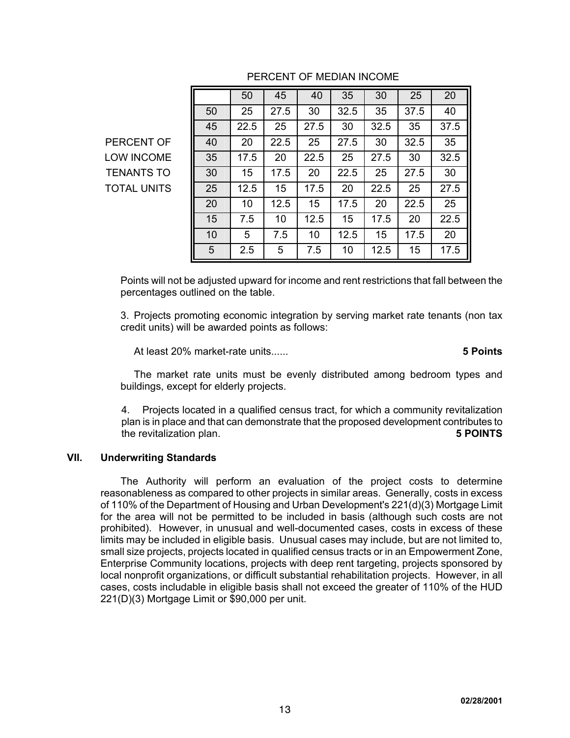PERCENT OF MEDIAN INCOME

| PERCENT OF LOW INCOME TENANTS TO TOTAL UNITS | 50 | 45 | 40 | 35 | 30 | 25 | 20 |
|---|---|---|---|---|---|---|---|
| 50 | 25 | 27.5 | 30 | 32.5 | 35 | 37.5 | 40 |
| 45 | 22.5 | 25 | 27.5 | 30 | 32.5 | 35 | 37.5 |
| 40 | 20 | 22.5 | 25 | 27.5 | 30 | 32.5 | 35 |
| 35 | 17.5 | 20 | 22.5 | 25 | 27.5 | 30 | 32.5 |
| 30 | 15 | 17.5 | 20 | 22.5 | 25 | 27.5 | 30 |
| 25 | 12.5 | 15 | 17.5 | 20 | 22.5 | 25 | 27.5 |
| 20 | 10 | 12.5 | 15 | 17.5 | 20 | 22.5 | 25 |
| 15 | 7.5 | 10 | 12.5 | 15 | 17.5 | 20 | 22.5 |
| 10 | 5 | 7.5 | 10 | 12.5 | 15 | 17.5 | 20 |
| 5 | 2.5 | 5 | 7.5 | 10 | 12.5 | 15 | 17.5 |

Points will not be adjusted upward for income and rent restrictions that fall between the percentages outlined on the table.

3. Projects promoting economic integration by serving market rate tenants (non tax credit units) will be awarded points as follows:

At least 20% market-rate units...... **5 Points**

The market rate units must be evenly distributed among bedroom types and buildings, except for elderly projects.

4. Projects located in a qualified census tract, for which a community revitalization plan is in place and that can demonstrate that the proposed development contributes to the revitalization plan. **5 POINTS**

## VII. Underwriting Standards

The Authority will perform an evaluation of the project costs to determine reasonableness as compared to other projects in similar areas. Generally, costs in excess of 110% of the Department of Housing and Urban Development's 221(d)(3) Mortgage Limit for the area will not be permitted to be included in basis (although such costs are not prohibited). However, in unusual and well-documented cases, costs in excess of these limits may be included in eligible basis. Unusual cases may include, but are not limited to, small size projects, projects located in qualified census tracts or in an Empowerment Zone, Enterprise Community locations, projects with deep rent targeting, projects sponsored by local nonprofit organizations, or difficult substantial rehabilitation projects. However, in all cases, costs includable in eligible basis shall not exceed the greater of 110% of the HUD 221(D)(3) Mortgage Limit or $90,000 per unit.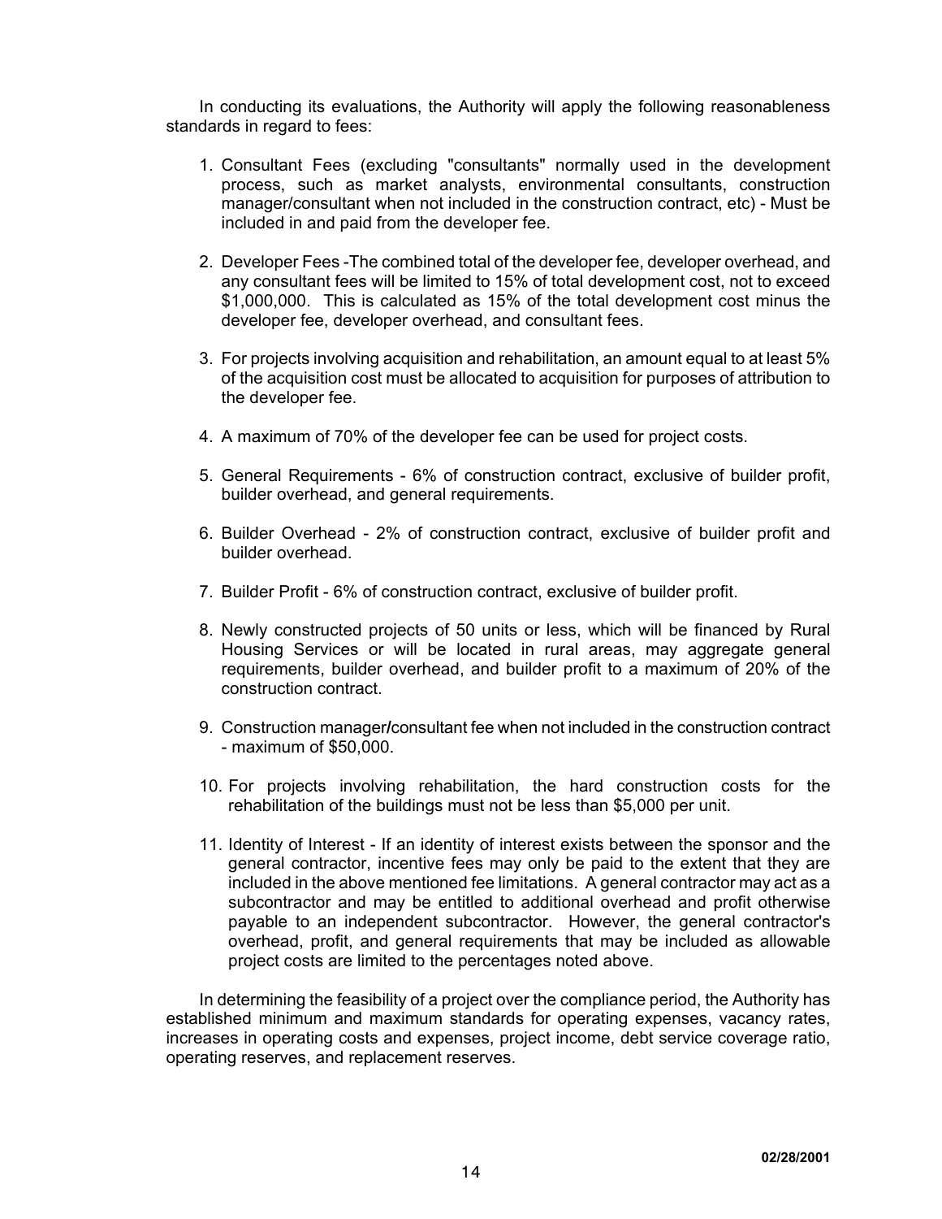In conducting its evaluations, the Authority will apply the following reasonableness standards in regard to fees:

1. Consultant Fees (excluding "consultants" normally used in the development process, such as market analysts, environmental consultants, construction manager/consultant when not included in the construction contract, etc) - Must be included in and paid from the developer fee.

2. Developer Fees -The combined total of the developer fee, developer overhead, and any consultant fees will be limited to 15% of total development cost, not to exceed $1,000,000. This is calculated as 15% of the total development cost minus the developer fee, developer overhead, and consultant fees.

3. For projects involving acquisition and rehabilitation, an amount equal to at least 5% of the acquisition cost must be allocated to acquisition for purposes of attribution to the developer fee.

4. A maximum of 70% of the developer fee can be used for project costs.

5. General Requirements - 6% of construction contract, exclusive of builder profit, builder overhead, and general requirements.

6. Builder Overhead - 2% of construction contract, exclusive of builder profit and builder overhead.

7. Builder Profit - 6% of construction contract, exclusive of builder profit.

8. Newly constructed projects of 50 units or less, which will be financed by Rural Housing Services or will be located in rural areas, may aggregate general requirements, builder overhead, and builder profit to a maximum of 20% of the construction contract.

9. Construction manager/consultant fee when not included in the construction contract - maximum of $50,000.

10. For projects involving rehabilitation, the hard construction costs for the rehabilitation of the buildings must not be less than $5,000 per unit.

11. Identity of Interest - If an identity of interest exists between the sponsor and the general contractor, incentive fees may only be paid to the extent that they are included in the above mentioned fee limitations. A general contractor may act as a subcontractor and may be entitled to additional overhead and profit otherwise payable to an independent subcontractor. However, the general contractor's overhead, profit, and general requirements that may be included as allowable project costs are limited to the percentages noted above.

In determining the feasibility of a project over the compliance period, the Authority has established minimum and maximum standards for operating expenses, vacancy rates, increases in operating costs and expenses, project income, debt service coverage ratio, operating reserves, and replacement reserves.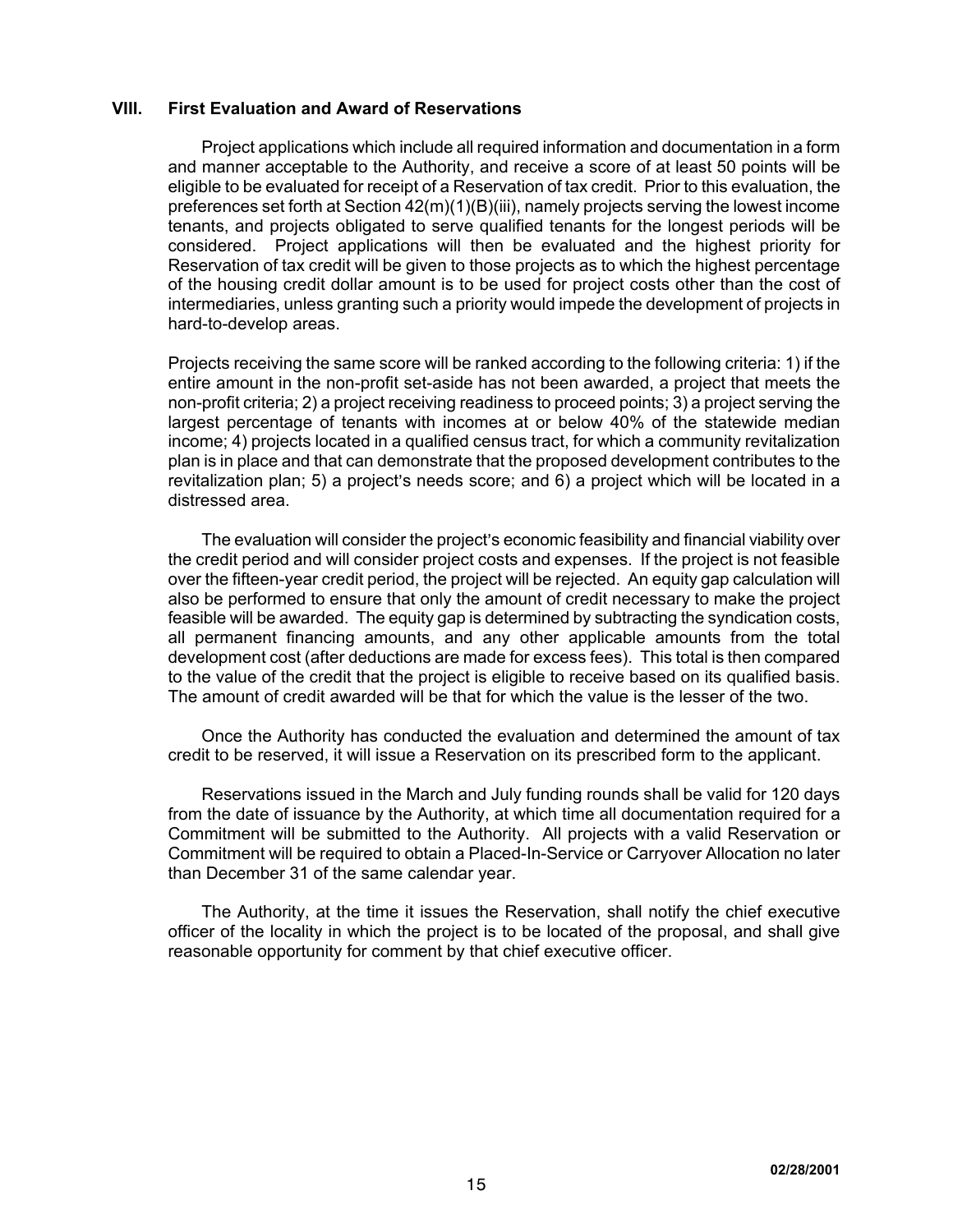## VIII. First Evaluation and Award of Reservations

Project applications which include all required information and documentation in a form and manner acceptable to the Authority, and receive a score of at least 50 points will be eligible to be evaluated for receipt of a Reservation of tax credit. Prior to this evaluation, the preferences set forth at Section 42(m)(1)(B)(iii), namely projects serving the lowest income tenants, and projects obligated to serve qualified tenants for the longest periods will be considered. Project applications will then be evaluated and the highest priority for Reservation of tax credit will be given to those projects as to which the highest percentage of the housing credit dollar amount is to be used for project costs other than the cost of intermediaries, unless granting such a priority would impede the development of projects in hard-to-develop areas.

Projects receiving the same score will be ranked according to the following criteria: 1) if the entire amount in the non-profit set-aside has not been awarded, a project that meets the non-profit criteria; 2) a project receiving readiness to proceed points; 3) a project serving the largest percentage of tenants with incomes at or below 40% of the statewide median income; 4) projects located in a qualified census tract, for which a community revitalization plan is in place and that can demonstrate that the proposed development contributes to the revitalization plan; 5) a project's needs score; and 6) a project which will be located in a distressed area.

The evaluation will consider the project's economic feasibility and financial viability over the credit period and will consider project costs and expenses. If the project is not feasible over the fifteen-year credit period, the project will be rejected. An equity gap calculation will also be performed to ensure that only the amount of credit necessary to make the project feasible will be awarded. The equity gap is determined by subtracting the syndication costs, all permanent financing amounts, and any other applicable amounts from the total development cost (after deductions are made for excess fees). This total is then compared to the value of the credit that the project is eligible to receive based on its qualified basis. The amount of credit awarded will be that for which the value is the lesser of the two.

Once the Authority has conducted the evaluation and determined the amount of tax credit to be reserved, it will issue a Reservation on its prescribed form to the applicant.

Reservations issued in the March and July funding rounds shall be valid for 120 days from the date of issuance by the Authority, at which time all documentation required for a Commitment will be submitted to the Authority. All projects with a valid Reservation or Commitment will be required to obtain a Placed-In-Service or Carryover Allocation no later than December 31 of the same calendar year.

The Authority, at the time it issues the Reservation, shall notify the chief executive officer of the locality in which the project is to be located of the proposal, and shall give reasonable opportunity for comment by that chief executive officer.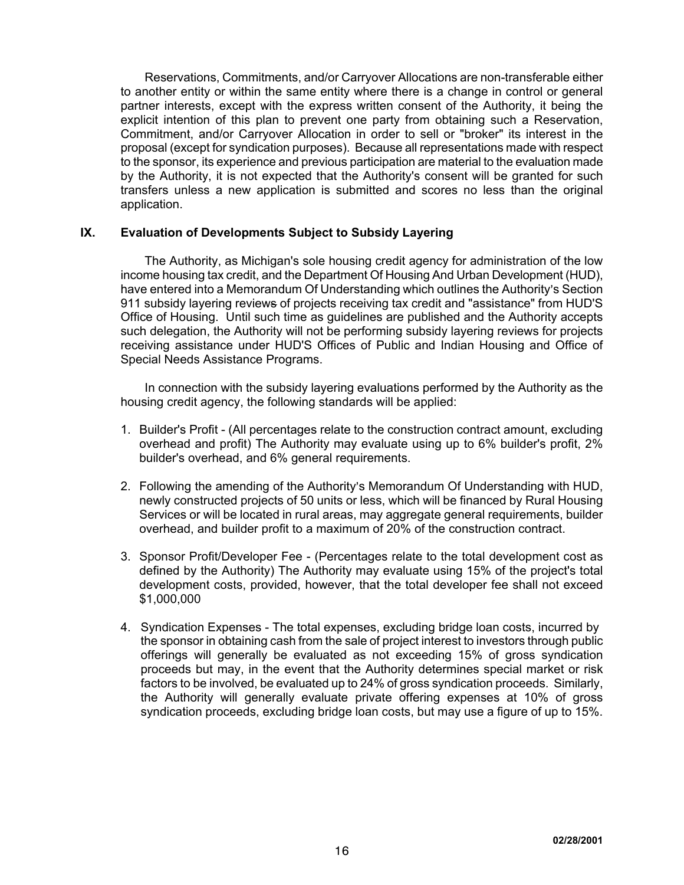Reservations, Commitments, and/or Carryover Allocations are non-transferable either to another entity or within the same entity where there is a change in control or general partner interests, except with the express written consent of the Authority, it being the explicit intention of this plan to prevent one party from obtaining such a Reservation, Commitment, and/or Carryover Allocation in order to sell or "broker" its interest in the proposal (except for syndication purposes). Because all representations made with respect to the sponsor, its experience and previous participation are material to the evaluation made by the Authority, it is not expected that the Authority's consent will be granted for such transfers unless a new application is submitted and scores no less than the original application.

## IX. Evaluation of Developments Subject to Subsidy Layering

The Authority, as Michigan's sole housing credit agency for administration of the low income housing tax credit, and the Department Of Housing And Urban Development (HUD), have entered into a Memorandum Of Understanding which outlines the Authority's Section 911 subsidy layering reviews of projects receiving tax credit and "assistance" from HUD'S Office of Housing. Until such time as guidelines are published and the Authority accepts such delegation, the Authority will not be performing subsidy layering reviews for projects receiving assistance under HUD'S Offices of Public and Indian Housing and Office of Special Needs Assistance Programs.

In connection with the subsidy layering evaluations performed by the Authority as the housing credit agency, the following standards will be applied:

1. Builder's Profit - (All percentages relate to the construction contract amount, excluding overhead and profit) The Authority may evaluate using up to 6% builder's profit, 2% builder's overhead, and 6% general requirements.

2. Following the amending of the Authority's Memorandum Of Understanding with HUD, newly constructed projects of 50 units or less, which will be financed by Rural Housing Services or will be located in rural areas, may aggregate general requirements, builder overhead, and builder profit to a maximum of 20% of the construction contract.

3. Sponsor Profit/Developer Fee - (Percentages relate to the total development cost as defined by the Authority) The Authority may evaluate using 15% of the project's total development costs, provided, however, that the total developer fee shall not exceed $1,000,000

4. Syndication Expenses - The total expenses, excluding bridge loan costs, incurred by the sponsor in obtaining cash from the sale of project interest to investors through public offerings will generally be evaluated as not exceeding 15% of gross syndication proceeds but may, in the event that the Authority determines special market or risk factors to be involved, be evaluated up to 24% of gross syndication proceeds. Similarly, the Authority will generally evaluate private offering expenses at 10% of gross syndication proceeds, excluding bridge loan costs, but may use a figure of up to 15%.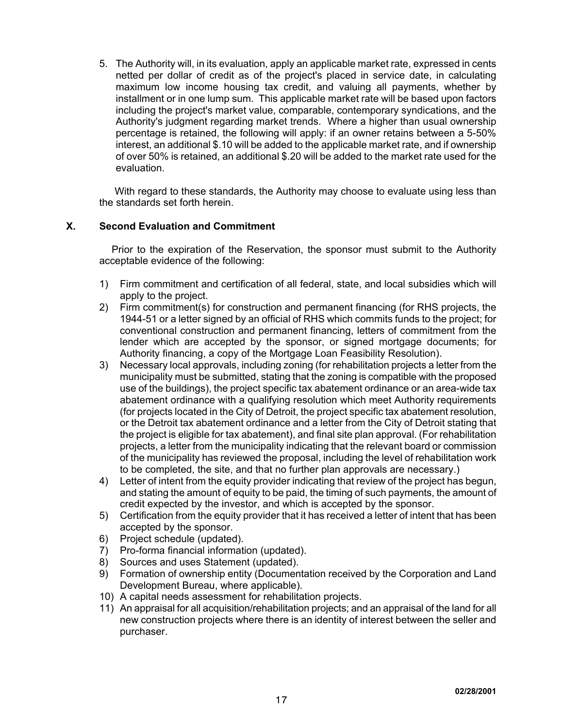5. The Authority will, in its evaluation, apply an applicable market rate, expressed in cents netted per dollar of credit as of the project's placed in service date, in calculating maximum low income housing tax credit, and valuing all payments, whether by installment or in one lump sum. This applicable market rate will be based upon factors including the project's market value, comparable, contemporary syndications, and the Authority's judgment regarding market trends. Where a higher than usual ownership percentage is retained, the following will apply: if an owner retains between a 5-50% interest, an additional $.10 will be added to the applicable market rate, and if ownership of over 50% is retained, an additional $.20 will be added to the market rate used for the evaluation.

With regard to these standards, the Authority may choose to evaluate using less than the standards set forth herein.

## X. Second Evaluation and Commitment

Prior to the expiration of the Reservation, the sponsor must submit to the Authority acceptable evidence of the following:

1) Firm commitment and certification of all federal, state, and local subsidies which will apply to the project.
2) Firm commitment(s) for construction and permanent financing (for RHS projects, the 1944-51 or a letter signed by an official of RHS which commits funds to the project; for conventional construction and permanent financing, letters of commitment from the lender which are accepted by the sponsor, or signed mortgage documents; for Authority financing, a copy of the Mortgage Loan Feasibility Resolution).
3) Necessary local approvals, including zoning (for rehabilitation projects a letter from the municipality must be submitted, stating that the zoning is compatible with the proposed use of the buildings), the project specific tax abatement ordinance or an area-wide tax abatement ordinance with a qualifying resolution which meet Authority requirements (for projects located in the City of Detroit, the project specific tax abatement resolution, or the Detroit tax abatement ordinance and a letter from the City of Detroit stating that the project is eligible for tax abatement), and final site plan approval. (For rehabilitation projects, a letter from the municipality indicating that the relevant board or commission of the municipality has reviewed the proposal, including the level of rehabilitation work to be completed, the site, and that no further plan approvals are necessary.)
4) Letter of intent from the equity provider indicating that review of the project has begun, and stating the amount of equity to be paid, the timing of such payments, the amount of credit expected by the investor, and which is accepted by the sponsor.
5) Certification from the equity provider that it has received a letter of intent that has been accepted by the sponsor.
6) Project schedule (updated).
7) Pro-forma financial information (updated).
8) Sources and uses Statement (updated).
9) Formation of ownership entity (Documentation received by the Corporation and Land Development Bureau, where applicable).
10) A capital needs assessment for rehabilitation projects.
11) An appraisal for all acquisition/rehabilitation projects; and an appraisal of the land for all new construction projects where there is an identity of interest between the seller and purchaser.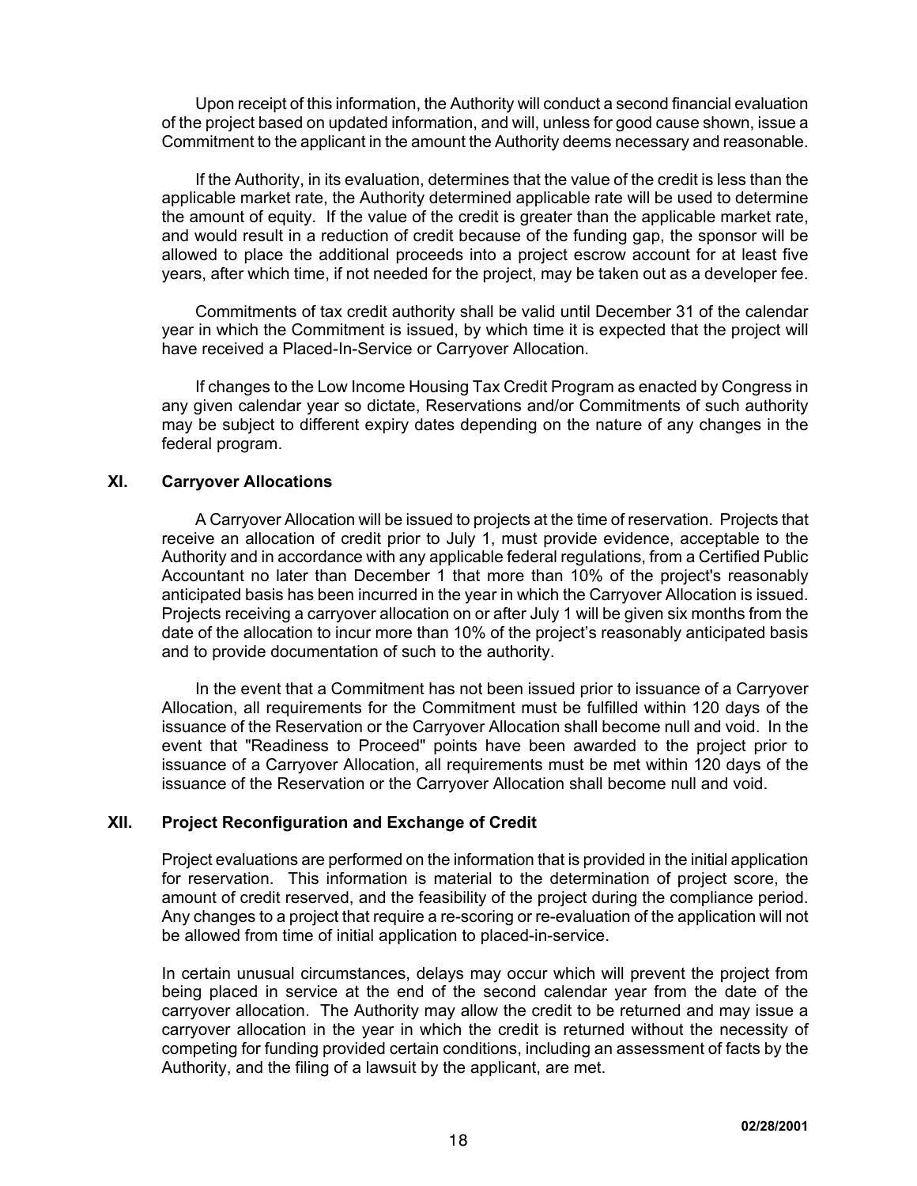Upon receipt of this information, the Authority will conduct a second financial evaluation of the project based on updated information, and will, unless for good cause shown, issue a Commitment to the applicant in the amount the Authority deems necessary and reasonable.

If the Authority, in its evaluation, determines that the value of the credit is less than the applicable market rate, the Authority determined applicable rate will be used to determine the amount of equity. If the value of the credit is greater than the applicable market rate, and would result in a reduction of credit because of the funding gap, the sponsor will be allowed to place the additional proceeds into a project escrow account for at least five years, after which time, if not needed for the project, may be taken out as a developer fee.

Commitments of tax credit authority shall be valid until December 31 of the calendar year in which the Commitment is issued, by which time it is expected that the project will have received a Placed-In-Service or Carryover Allocation.

If changes to the Low Income Housing Tax Credit Program as enacted by Congress in any given calendar year so dictate, Reservations and/or Commitments of such authority may be subject to different expiry dates depending on the nature of any changes in the federal program.

## XI. Carryover Allocations

A Carryover Allocation will be issued to projects at the time of reservation. Projects that receive an allocation of credit prior to July 1, must provide evidence, acceptable to the Authority and in accordance with any applicable federal regulations, from a Certified Public Accountant no later than December 1 that more than 10% of the project's reasonably anticipated basis has been incurred in the year in which the Carryover Allocation is issued. Projects receiving a carryover allocation on or after July 1 will be given six months from the date of the allocation to incur more than 10% of the project's reasonably anticipated basis and to provide documentation of such to the authority.

In the event that a Commitment has not been issued prior to issuance of a Carryover Allocation, all requirements for the Commitment must be fulfilled within 120 days of the issuance of the Reservation or the Carryover Allocation shall become null and void. In the event that "Readiness to Proceed" points have been awarded to the project prior to issuance of a Carryover Allocation, all requirements must be met within 120 days of the issuance of the Reservation or the Carryover Allocation shall become null and void.

## XII. Project Reconfiguration and Exchange of Credit

Project evaluations are performed on the information that is provided in the initial application for reservation. This information is material to the determination of project score, the amount of credit reserved, and the feasibility of the project during the compliance period. Any changes to a project that require a re-scoring or re-evaluation of the application will not be allowed from time of initial application to placed-in-service.

In certain unusual circumstances, delays may occur which will prevent the project from being placed in service at the end of the second calendar year from the date of the carryover allocation. The Authority may allow the credit to be returned and may issue a carryover allocation in the year in which the credit is returned without the necessity of competing for funding provided certain conditions, including an assessment of facts by the Authority, and the filing of a lawsuit by the applicant, are met.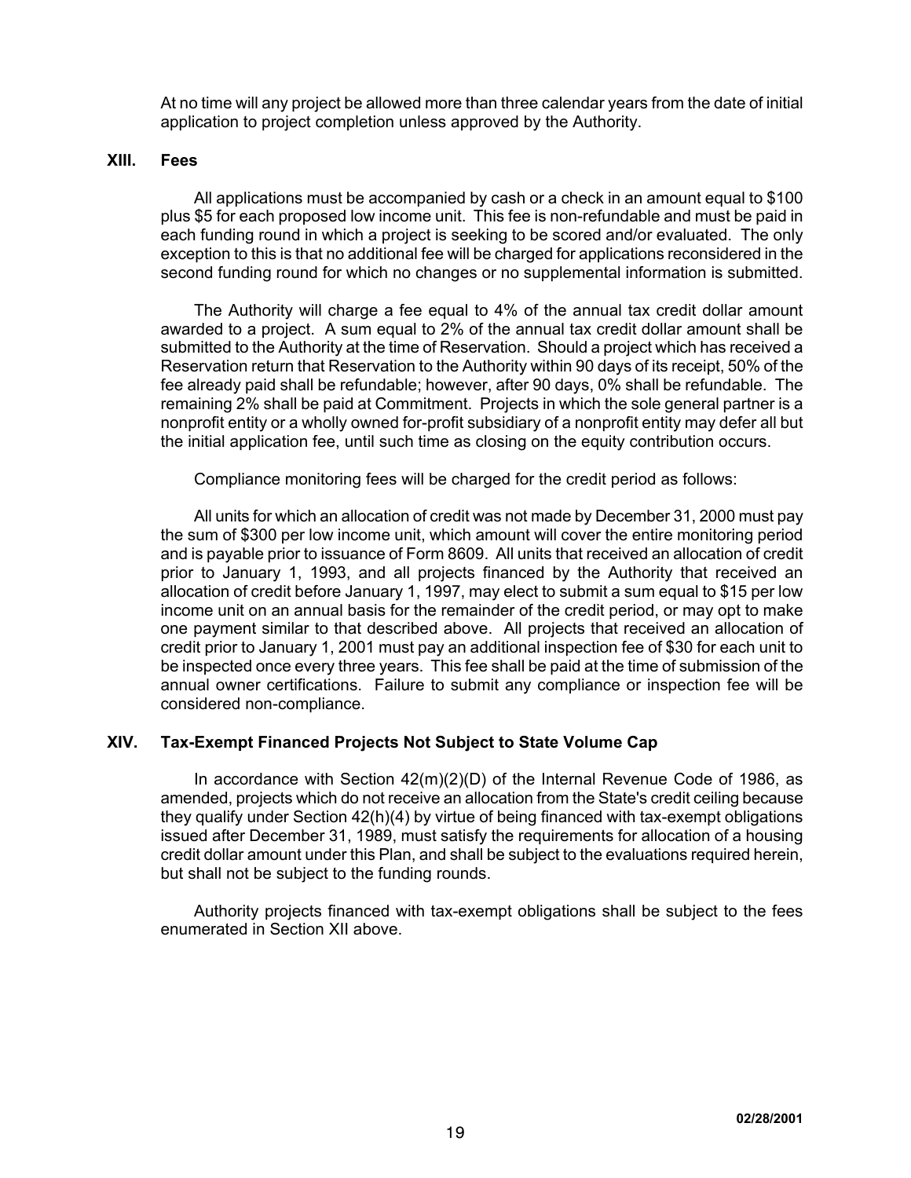At no time will any project be allowed more than three calendar years from the date of initial application to project completion unless approved by the Authority.

## XIII. Fees

All applications must be accompanied by cash or a check in an amount equal to $100 plus $5 for each proposed low income unit. This fee is non-refundable and must be paid in each funding round in which a project is seeking to be scored and/or evaluated. The only exception to this is that no additional fee will be charged for applications reconsidered in the second funding round for which no changes or no supplemental information is submitted.

The Authority will charge a fee equal to 4% of the annual tax credit dollar amount awarded to a project. A sum equal to 2% of the annual tax credit dollar amount shall be submitted to the Authority at the time of Reservation. Should a project which has received a Reservation return that Reservation to the Authority within 90 days of its receipt, 50% of the fee already paid shall be refundable; however, after 90 days, 0% shall be refundable. The remaining 2% shall be paid at Commitment. Projects in which the sole general partner is a nonprofit entity or a wholly owned for-profit subsidiary of a nonprofit entity may defer all but the initial application fee, until such time as closing on the equity contribution occurs.

Compliance monitoring fees will be charged for the credit period as follows:

All units for which an allocation of credit was not made by December 31, 2000 must pay the sum of $300 per low income unit, which amount will cover the entire monitoring period and is payable prior to issuance of Form 8609. All units that received an allocation of credit prior to January 1, 1993, and all projects financed by the Authority that received an allocation of credit before January 1, 1997, may elect to submit a sum equal to $15 per low income unit on an annual basis for the remainder of the credit period, or may opt to make one payment similar to that described above. All projects that received an allocation of credit prior to January 1, 2001 must pay an additional inspection fee of $30 for each unit to be inspected once every three years. This fee shall be paid at the time of submission of the annual owner certifications. Failure to submit any compliance or inspection fee will be considered non-compliance.

## XIV. Tax-Exempt Financed Projects Not Subject to State Volume Cap

In accordance with Section 42(m)(2)(D) of the Internal Revenue Code of 1986, as amended, projects which do not receive an allocation from the State's credit ceiling because they qualify under Section 42(h)(4) by virtue of being financed with tax-exempt obligations issued after December 31, 1989, must satisfy the requirements for allocation of a housing credit dollar amount under this Plan, and shall be subject to the evaluations required herein, but shall not be subject to the funding rounds.

Authority projects financed with tax-exempt obligations shall be subject to the fees enumerated in Section XII above.

02/28/2001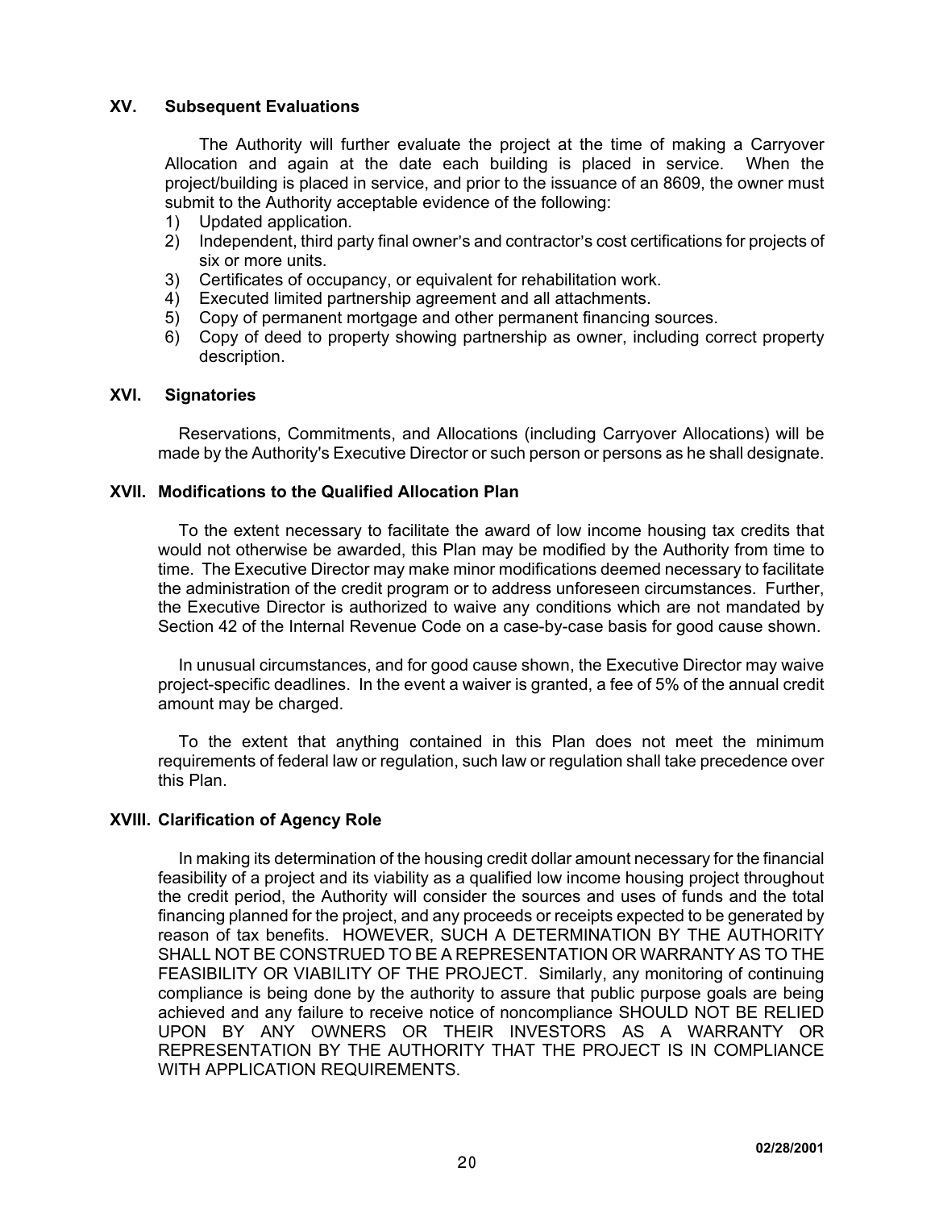## XV. Subsequent Evaluations

The Authority will further evaluate the project at the time of making a Carryover Allocation and again at the date each building is placed in service. When the project/building is placed in service, and prior to the issuance of an 8609, the owner must submit to the Authority acceptable evidence of the following:

1) Updated application.
2) Independent, third party final owner's and contractor's cost certifications for projects of six or more units.
3) Certificates of occupancy, or equivalent for rehabilitation work.
4) Executed limited partnership agreement and all attachments.
5) Copy of permanent mortgage and other permanent financing sources.
6) Copy of deed to property showing partnership as owner, including correct property description.

## XVI. Signatories

Reservations, Commitments, and Allocations (including Carryover Allocations) will be made by the Authority's Executive Director or such person or persons as he shall designate.

## XVII. Modifications to the Qualified Allocation Plan

To the extent necessary to facilitate the award of low income housing tax credits that would not otherwise be awarded, this Plan may be modified by the Authority from time to time. The Executive Director may make minor modifications deemed necessary to facilitate the administration of the credit program or to address unforeseen circumstances. Further, the Executive Director is authorized to waive any conditions which are not mandated by Section 42 of the Internal Revenue Code on a case-by-case basis for good cause shown.

In unusual circumstances, and for good cause shown, the Executive Director may waive project-specific deadlines. In the event a waiver is granted, a fee of 5% of the annual credit amount may be charged.

To the extent that anything contained in this Plan does not meet the minimum requirements of federal law or regulation, such law or regulation shall take precedence over this Plan.

## XVIII. Clarification of Agency Role

In making its determination of the housing credit dollar amount necessary for the financial feasibility of a project and its viability as a qualified low income housing project throughout the credit period, the Authority will consider the sources and uses of funds and the total financing planned for the project, and any proceeds or receipts expected to be generated by reason of tax benefits. HOWEVER, SUCH A DETERMINATION BY THE AUTHORITY SHALL NOT BE CONSTRUED TO BE A REPRESENTATION OR WARRANTY AS TO THE FEASIBILITY OR VIABILITY OF THE PROJECT. Similarly, any monitoring of continuing compliance is being done by the authority to assure that public purpose goals are being achieved and any failure to receive notice of noncompliance SHOULD NOT BE RELIED UPON BY ANY OWNERS OR THEIR INVESTORS AS A WARRANTY OR REPRESENTATION BY THE AUTHORITY THAT THE PROJECT IS IN COMPLIANCE WITH APPLICATION REQUIREMENTS.